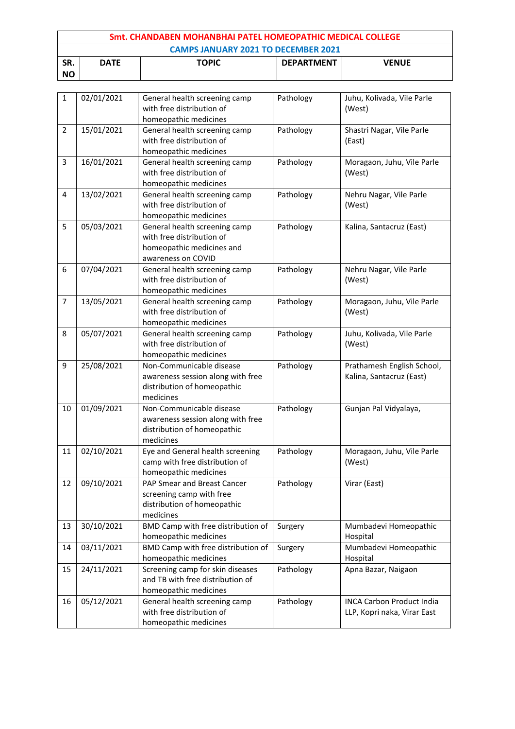| Smt. CHANDABEN MOHANBHAI PATEL HOMEOPATHIC MEDICAL COLLEGE | | | | |
|---|---|---|---|---|
| CAMPS JANUARY 2021 TO DECEMBER 2021 | | | | |
| SR. NO | DATE | TOPIC | DEPARTMENT | VENUE |
| 1 | 02/01/2021 | General health screening camp with free distribution of homeopathic medicines | Pathology | Juhu, Kolivada, Vile Parle (West) |
| 2 | 15/01/2021 | General health screening camp with free distribution of homeopathic medicines | Pathology | Shastri Nagar, Vile Parle (East) |
| 3 | 16/01/2021 | General health screening camp with free distribution of homeopathic medicines | Pathology | Moragaon, Juhu, Vile Parle (West) |
| 4 | 13/02/2021 | General health screening camp with free distribution of homeopathic medicines | Pathology | Nehru Nagar, Vile Parle (West) |
| 5 | 05/03/2021 | General health screening camp with free distribution of homeopathic medicines and awareness on COVID | Pathology | Kalina, Santacruz (East) |
| 6 | 07/04/2021 | General health screening camp with free distribution of homeopathic medicines | Pathology | Nehru Nagar, Vile Parle (West) |
| 7 | 13/05/2021 | General health screening camp with free distribution of homeopathic medicines | Pathology | Moragaon, Juhu, Vile Parle (West) |
| 8 | 05/07/2021 | General health screening camp with free distribution of homeopathic medicines | Pathology | Juhu, Kolivada, Vile Parle (West) |
| 9 | 25/08/2021 | Non-Communicable disease awareness session along with free distribution of homeopathic medicines | Pathology | Prathamesh English School, Kalina, Santacruz (East) |
| 10 | 01/09/2021 | Non-Communicable disease awareness session along with free distribution of homeopathic medicines | Pathology | Gunjan Pal Vidyalaya, |
| 11 | 02/10/2021 | Eye and General health screening camp with free distribution of homeopathic medicines | Pathology | Moragaon, Juhu, Vile Parle (West) |
| 12 | 09/10/2021 | PAP Smear and Breast Cancer screening camp with free distribution of homeopathic medicines | Pathology | Virar (East) |
| 13 | 30/10/2021 | BMD Camp with free distribution of homeopathic medicines | Surgery | Mumbadevi Homeopathic Hospital |
| 14 | 03/11/2021 | BMD Camp with free distribution of homeopathic medicines | Surgery | Mumbadevi Homeopathic Hospital |
| 15 | 24/11/2021 | Screening camp for skin diseases and TB with free distribution of homeopathic medicines | Pathology | Apna Bazar, Naigaon |
| 16 | 05/12/2021 | General health screening camp with free distribution of homeopathic medicines | Pathology | INCA Carbon Product India LLP, Kopri naka, Virar East |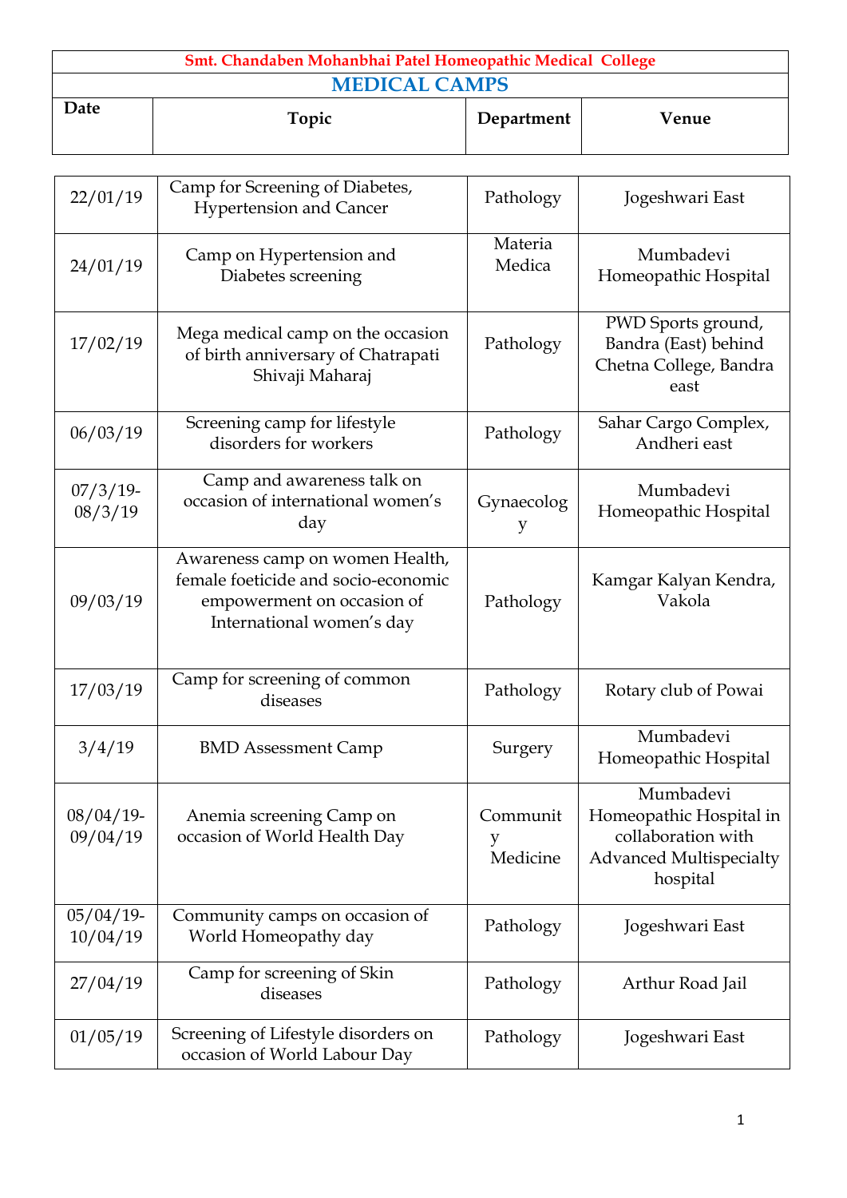**Smt. Chandaben Mohanbhai Patel Homeopathic Medical College**

## MEDICAL CAMPS

| Date | Topic | Department | Venue |
|---|---|---|---|
| 22/01/19 | Camp for Screening of Diabetes, Hypertension and Cancer | Pathology | Jogeshwari East |
| 24/01/19 | Camp on Hypertension and Diabetes screening | Materia Medica | Mumbadevi Homeopathic Hospital |
| 17/02/19 | Mega medical camp on the occasion of birth anniversary of Chatrapati Shivaji Maharaj | Pathology | PWD Sports ground, Bandra (East) behind Chetna College, Bandra east |
| 06/03/19 | Screening camp for lifestyle disorders for workers | Pathology | Sahar Cargo Complex, Andheri east |
| 07/3/19-08/3/19 | Camp and awareness talk on occasion of international women's day | Gynaecology | Mumbadevi Homeopathic Hospital |
| 09/03/19 | Awareness camp on women Health, female foeticide and socio-economic empowerment on occasion of International women's day | Pathology | Kamgar Kalyan Kendra, Vakola |
| 17/03/19 | Camp for screening of common diseases | Pathology | Rotary club of Powai |
| 3/4/19 | BMD Assessment Camp | Surgery | Mumbadevi Homeopathic Hospital |
| 08/04/19-09/04/19 | Anemia screening Camp on occasion of World Health Day | Community Medicine | Mumbadevi Homeopathic Hospital in collaboration with Advanced Multispecialty hospital |
| 05/04/19-10/04/19 | Community camps on occasion of World Homeopathy day | Pathology | Jogeshwari East |
| 27/04/19 | Camp for screening of Skin diseases | Pathology | Arthur Road Jail |
| 01/05/19 | Screening of Lifestyle disorders on occasion of World Labour Day | Pathology | Jogeshwari East |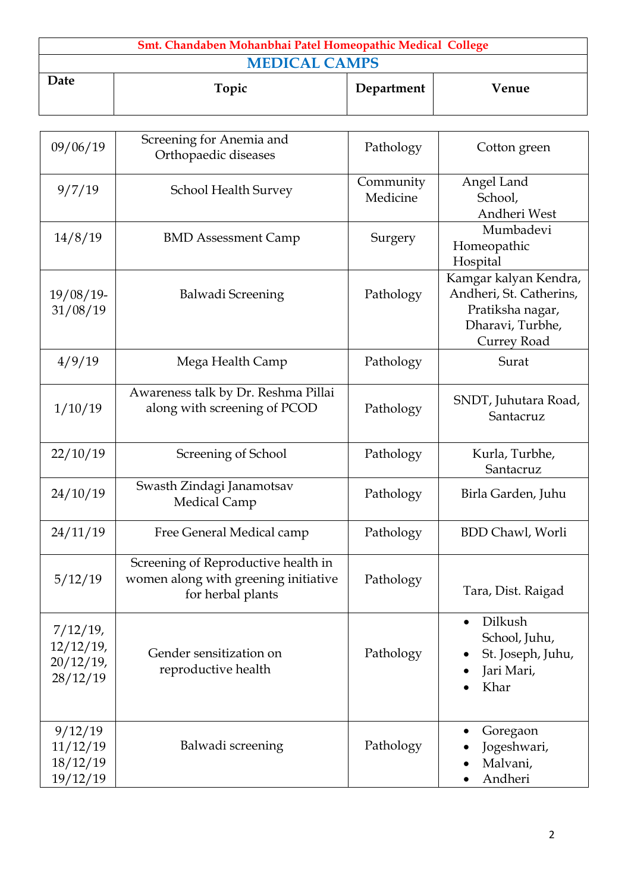**Smt. Chandaben Mohanbhai Patel Homeopathic Medical College**

## MEDICAL CAMPS

| Date | Topic | Department | Venue |
|---|---|---|---|
| 09/06/19 | Screening for Anemia and Orthopaedic diseases | Pathology | Cotton green |
| 9/7/19 | School Health Survey | Community Medicine | Angel Land School, Andheri West |
| 14/8/19 | BMD Assessment Camp | Surgery | Mumbadevi Homeopathic Hospital |
| 19/08/19-31/08/19 | Balwadi Screening | Pathology | Kamgar kalyan Kendra, Andheri, St. Catherins, Pratiksha nagar, Dharavi, Turbhe, Currey Road |
| 4/9/19 | Mega Health Camp | Pathology | Surat |
| 1/10/19 | Awareness talk by Dr. Reshma Pillai along with screening of PCOD | Pathology | SNDT, Juhutara Road, Santacruz |
| 22/10/19 | Screening of School | Pathology | Kurla, Turbhe, Santacruz |
| 24/10/19 | Swasth Zindagi Janamotsav Medical Camp | Pathology | Birla Garden, Juhu |
| 24/11/19 | Free General Medical camp | Pathology | BDD Chawl, Worli |
| 5/12/19 | Screening of Reproductive health in women along with greening initiative for herbal plants | Pathology | Tara, Dist. Raigad |
| 7/12/19, 12/12/19, 20/12/19, 28/12/19 | Gender sensitization on reproductive health | Pathology | • Dilkush School, Juhu, • St. Joseph, Juhu, • Jari Mari, • Khar |
| 9/12/19 11/12/19 18/12/19 19/12/19 | Balwadi screening | Pathology | • Goregaon • Jogeshwari, • Malvani, • Andheri |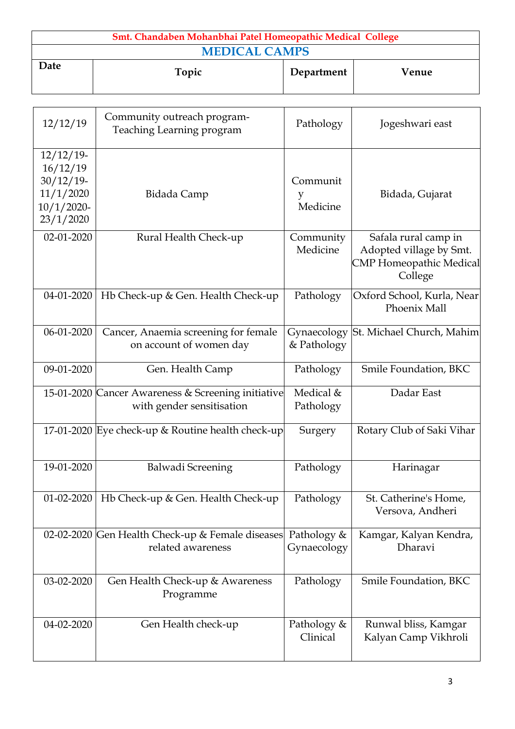**Smt. Chandaben Mohanbhai Patel Homeopathic Medical College**

## MEDICAL CAMPS

| Date | Topic | Department | Venue |
|---|---|---|---|
| 12/12/19 | Community outreach program- Teaching Learning program | Pathology | Jogeshwari east |
| 12/12/19-16/12/19 30/12/19-11/1/2020 10/1/2020-23/1/2020 | Bidada Camp | Community Medicine | Bidada, Gujarat |
| 02-01-2020 | Rural Health Check-up | Community Medicine | Safala rural camp in Adopted village by Smt. CMP Homeopathic Medical College |
| 04-01-2020 | Hb Check-up & Gen. Health Check-up | Pathology | Oxford School, Kurla, Near Phoenix Mall |
| 06-01-2020 | Cancer, Anaemia screening for female on account of women day | Gynaecology & Pathology | St. Michael Church, Mahim |
| 09-01-2020 | Gen. Health Camp | Pathology | Smile Foundation, BKC |
| 15-01-2020 | Cancer Awareness & Screening initiative with gender sensitisation | Medical & Pathology | Dadar East |
| 17-01-2020 | Eye check-up & Routine health check-up | Surgery | Rotary Club of Saki Vihar |
| 19-01-2020 | Balwadi Screening | Pathology | Harinagar |
| 01-02-2020 | Hb Check-up & Gen. Health Check-up | Pathology | St. Catherine's Home, Versova, Andheri |
| 02-02-2020 | Gen Health Check-up & Female diseases related awareness | Pathology & Gynaecology | Kamgar, Kalyan Kendra, Dharavi |
| 03-02-2020 | Gen Health Check-up & Awareness Programme | Pathology | Smile Foundation, BKC |
| 04-02-2020 | Gen Health check-up | Pathology & Clinical | Runwal bliss, Kamgar Kalyan Camp Vikhroli |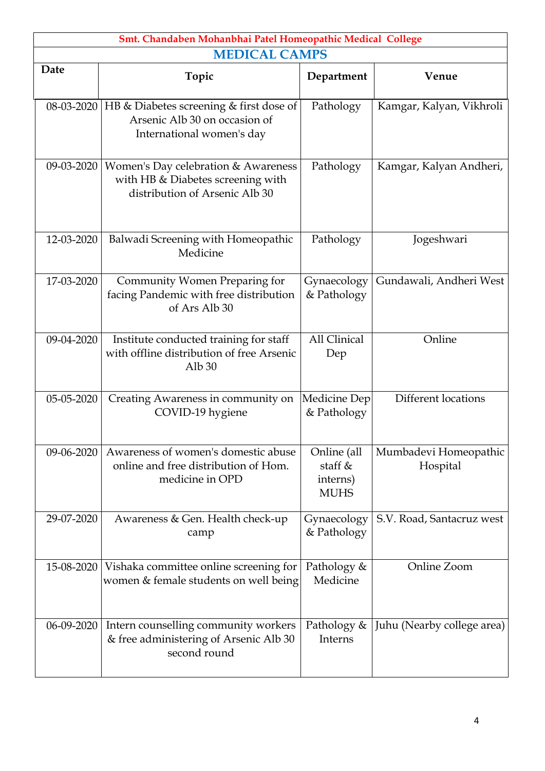**Smt. Chandaben Mohanbhai Patel Homeopathic Medical College**

## MEDICAL CAMPS

| Date | Topic | Department | Venue |
|---|---|---|---|
| 08-03-2020 | HB & Diabetes screening & first dose of Arsenic Alb 30 on occasion of International women's day | Pathology | Kamgar, Kalyan, Vikhroli |
| 09-03-2020 | Women's Day celebration & Awareness with HB & Diabetes screening with distribution of Arsenic Alb 30 | Pathology | Kamgar, Kalyan Andheri, |
| 12-03-2020 | Balwadi Screening with Homeopathic Medicine | Pathology | Jogeshwari |
| 17-03-2020 | Community Women Preparing for facing Pandemic with free distribution of Ars Alb 30 | Gynaecology & Pathology | Gundawali, Andheri West |
| 09-04-2020 | Institute conducted training for staff with offline distribution of free Arsenic Alb 30 | All Clinical Dep | Online |
| 05-05-2020 | Creating Awareness in community on COVID-19 hygiene | Medicine Dep & Pathology | Different locations |
| 09-06-2020 | Awareness of women's domestic abuse online and free distribution of Hom. medicine in OPD | Online (all staff & interns) MUHS | Mumbadevi Homeopathic Hospital |
| 29-07-2020 | Awareness & Gen. Health check-up camp | Gynaecology & Pathology | S.V. Road, Santacruz west |
| 15-08-2020 | Vishaka committee online screening for women & female students on well being | Pathology & Medicine | Online Zoom |
| 06-09-2020 | Intern counselling community workers & free administering of Arsenic Alb 30 second round | Pathology & Interns | Juhu (Nearby college area) |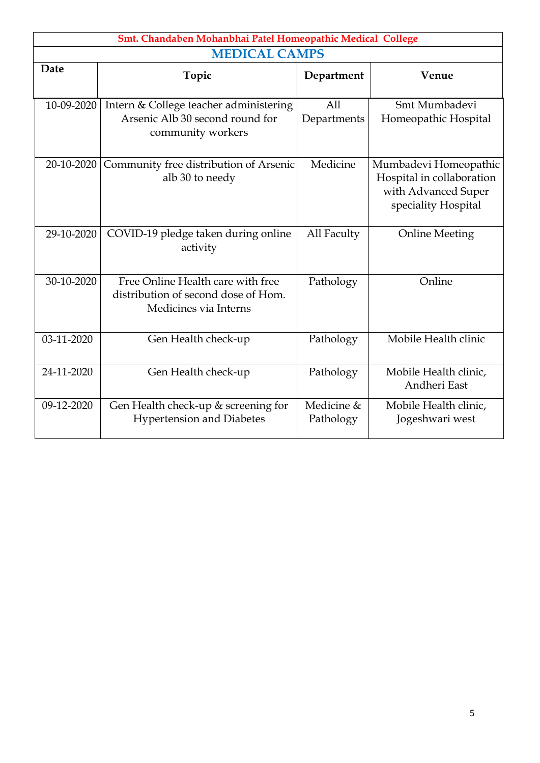**Smt. Chandaben Mohanbhai Patel Homeopathic Medical College**

## MEDICAL CAMPS

| Date | Topic | Department | Venue |
|---|---|---|---|
| 10-09-2020 | Intern & College teacher administering Arsenic Alb 30 second round for community workers | All Departments | Smt Mumbadevi Homeopathic Hospital |
| 20-10-2020 | Community free distribution of Arsenic alb 30 to needy | Medicine | Mumbadevi Homeopathic Hospital in collaboration with Advanced Super speciality Hospital |
| 29-10-2020 | COVID-19 pledge taken during online activity | All Faculty | Online Meeting |
| 30-10-2020 | Free Online Health care with free distribution of second dose of Hom. Medicines via Interns | Pathology | Online |
| 03-11-2020 | Gen Health check-up | Pathology | Mobile Health clinic |
| 24-11-2020 | Gen Health check-up | Pathology | Mobile Health clinic, Andheri East |
| 09-12-2020 | Gen Health check-up & screening for Hypertension and Diabetes | Medicine & Pathology | Mobile Health clinic, Jogeshwari west |